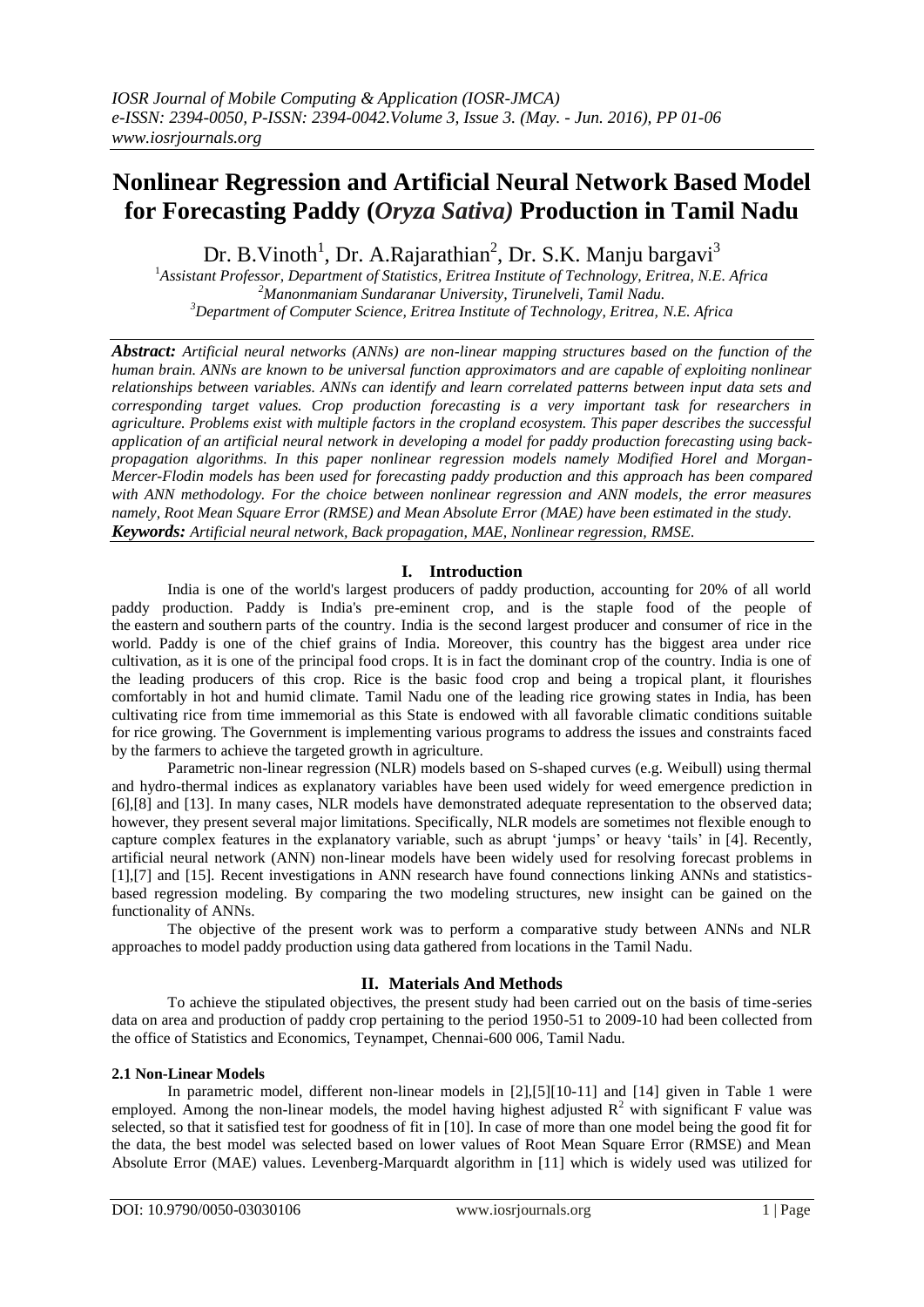# Nonlinear Regression and Artificial Neural Network Based Model for Forecasting Paddy (*Oryza Sativa)* Production in Tamil Nadu

Dr. B.Vinoth[1], Dr. A.Rajarathian[2], Dr. S.K. Manju bargavi[3]

[1]*Assistant Professor, Department of Statistics, Eritrea Institute of Technology, Eritrea, N.E. Africa*
[2]*Manonmaniam Sundaranar University, Tirunelveli, Tamil Nadu.*
[3]*Department of Computer Science, Eritrea Institute of Technology, Eritrea, N.E. Africa*

***Abstract:*** *Artificial neural networks (ANNs) are non-linear mapping structures based on the function of the human brain. ANNs are known to be universal function approximators and are capable of exploiting nonlinear relationships between variables. ANNs can identify and learn correlated patterns between input data sets and corresponding target values. Crop production forecasting is a very important task for researchers in agriculture. Problems exist with multiple factors in the cropland ecosystem. This paper describes the successful application of an artificial neural network in developing a model for paddy production forecasting using back-propagation algorithms. In this paper nonlinear regression models namely Modified Horel and Morgan-Mercer-Flodin models has been used for forecasting paddy production and this approach has been compared with ANN methodology. For the choice between nonlinear regression and ANN models, the error measures namely, Root Mean Square Error (RMSE) and Mean Absolute Error (MAE) have been estimated in the study.*

***Keywords:*** *Artificial neural network, Back propagation, MAE, Nonlinear regression, RMSE.*

## I. Introduction

India is one of the world's largest producers of paddy production, accounting for 20% of all world paddy production. Paddy is India's pre-eminent crop, and is the staple food of the people of the eastern and southern parts of the country. India is the second largest producer and consumer of rice in the world. Paddy is one of the chief grains of India. Moreover, this country has the biggest area under rice cultivation, as it is one of the principal food crops. It is in fact the dominant crop of the country. India is one of the leading producers of this crop. Rice is the basic food crop and being a tropical plant, it flourishes comfortably in hot and humid climate. Tamil Nadu one of the leading rice growing states in India, has been cultivating rice from time immemorial as this State is endowed with all favorable climatic conditions suitable for rice growing. The Government is implementing various programs to address the issues and constraints faced by the farmers to achieve the targeted growth in agriculture.

Parametric non-linear regression (NLR) models based on S-shaped curves (e.g. Weibull) using thermal and hydro-thermal indices as explanatory variables have been used widely for weed emergence prediction in [6],[8] and [13]. In many cases, NLR models have demonstrated adequate representation to the observed data; however, they present several major limitations. Specifically, NLR models are sometimes not flexible enough to capture complex features in the explanatory variable, such as abrupt 'jumps' or heavy 'tails' in [4]. Recently, artificial neural network (ANN) non-linear models have been widely used for resolving forecast problems in [1],[7] and [15]. Recent investigations in ANN research have found connections linking ANNs and statistics-based regression modeling. By comparing the two modeling structures, new insight can be gained on the functionality of ANNs.

The objective of the present work was to perform a comparative study between ANNs and NLR approaches to model paddy production using data gathered from locations in the Tamil Nadu.

## II. Materials And Methods

To achieve the stipulated objectives, the present study had been carried out on the basis of time-series data on area and production of paddy crop pertaining to the period 1950-51 to 2009-10 had been collected from the office of Statistics and Economics, Teynampet, Chennai-600 006, Tamil Nadu.

### 2.1 Non-Linear Models

In parametric model, different non-linear models in [2],[5][10-11] and [14] given in Table 1 were employed. Among the non-linear models, the model having highest adjusted $R^2$ with significant F value was selected, so that it satisfied test for goodness of fit in [10]. In case of more than one model being the good fit for the data, the best model was selected based on lower values of Root Mean Square Error (RMSE) and Mean Absolute Error (MAE) values. Levenberg-Marquardt algorithm in [11] which is widely used was utilized for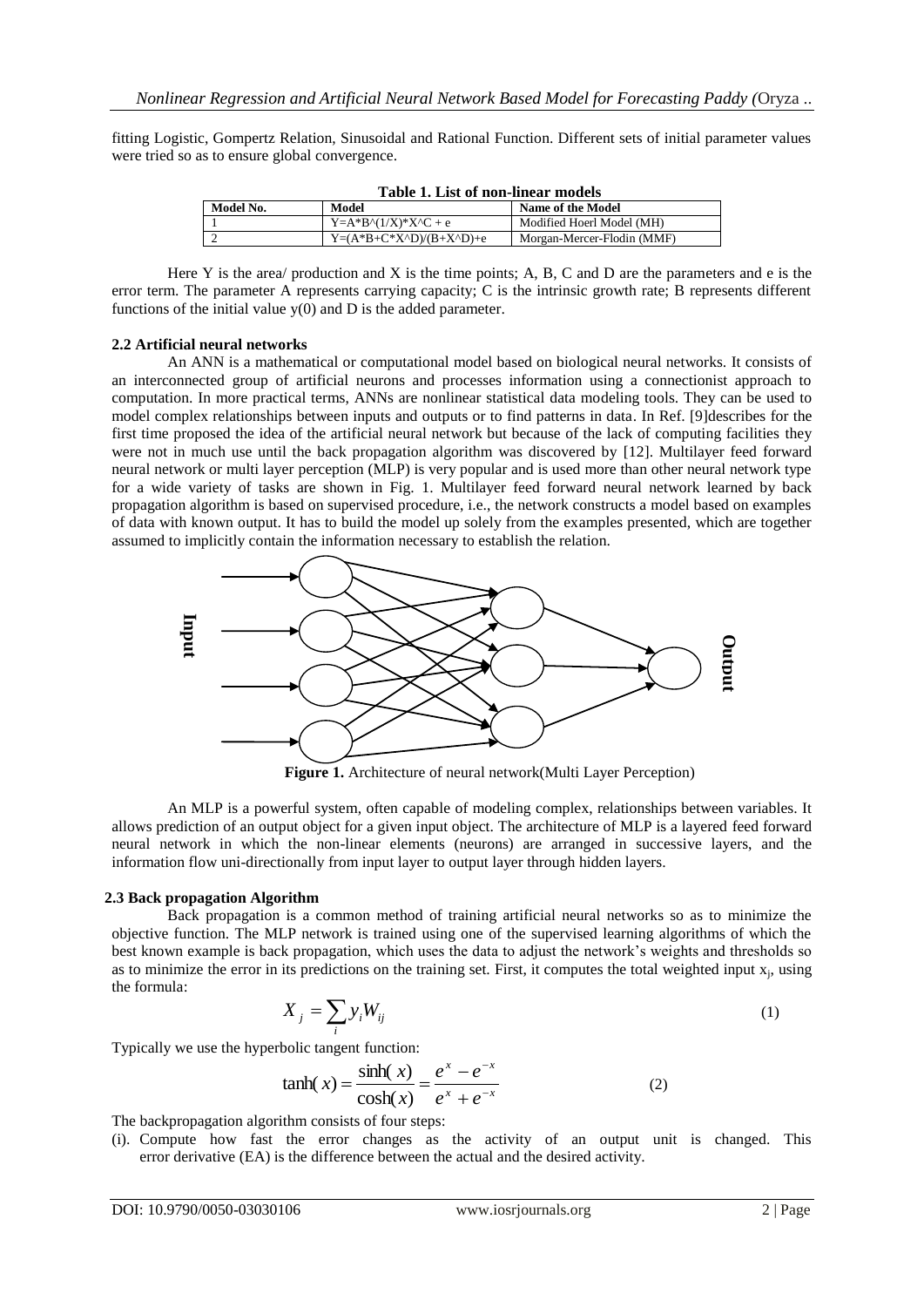fitting Logistic, Gompertz Relation, Sinusoidal and Rational Function. Different sets of initial parameter values were tried so as to ensure global convergence.

**Table 1. List of non-linear models**

| Model No. | Model | Name of the Model |
|---|---|---|
| 1 | Y=A*B^(1/X)*X^C + e | Modified Hoerl Model (MH) |
| 2 | Y=(A*B+C*X^D)/(B+X^D)+e | Morgan-Mercer-Flodin (MMF) |

Here Y is the area/ production and X is the time points; A, B, C and D are the parameters and e is the error term. The parameter A represents carrying capacity; C is the intrinsic growth rate; B represents different functions of the initial value y(0) and D is the added parameter.

### 2.2 Artificial neural networks

An ANN is a mathematical or computational model based on biological neural networks. It consists of an interconnected group of artificial neurons and processes information using a connectionist approach to computation. In more practical terms, ANNs are nonlinear statistical data modeling tools. They can be used to model complex relationships between inputs and outputs or to find patterns in data. In Ref. [9]describes for the first time proposed the idea of the artificial neural network but because of the lack of computing facilities they were not in much use until the back propagation algorithm was discovered by [12]. Multilayer feed forward neural network or multi layer perception (MLP) is very popular and is used more than other neural network type for a wide variety of tasks are shown in Fig. 1. Multilayer feed forward neural network learned by back propagation algorithm is based on supervised procedure, i.e., the network constructs a model based on examples of data with known output. It has to build the model up solely from the examples presented, which are together assumed to implicitly contain the information necessary to establish the relation.

**Figure 1.** Architecture of neural network(Multi Layer Perception)

An MLP is a powerful system, often capable of modeling complex, relationships between variables. It allows prediction of an output object for a given input object. The architecture of MLP is a layered feed forward neural network in which the non-linear elements (neurons) are arranged in successive layers, and the information flow uni-directionally from input layer to output layer through hidden layers.

### 2.3 Back propagation Algorithm

Back propagation is a common method of training artificial neural networks so as to minimize the objective function. The MLP network is trained using one of the supervised learning algorithms of which the best known example is back propagation, which uses the data to adjust the network's weights and thresholds so as to minimize the error in its predictions on the training set. First, it computes the total weighted input $x_j$, using the formula:

$$X_j = \sum_i y_i W_{ij} \tag{1}$$

Typically we use the hyperbolic tangent function:

$$\tanh(x) = \frac{\sinh(x)}{\cosh(x)} = \frac{e^x - e^{-x}}{e^x + e^{-x}} \tag{2}$$

The backpropagation algorithm consists of four steps:

(i). Compute how fast the error changes as the activity of an output unit is changed. This error derivative (EA) is the difference between the actual and the desired activity.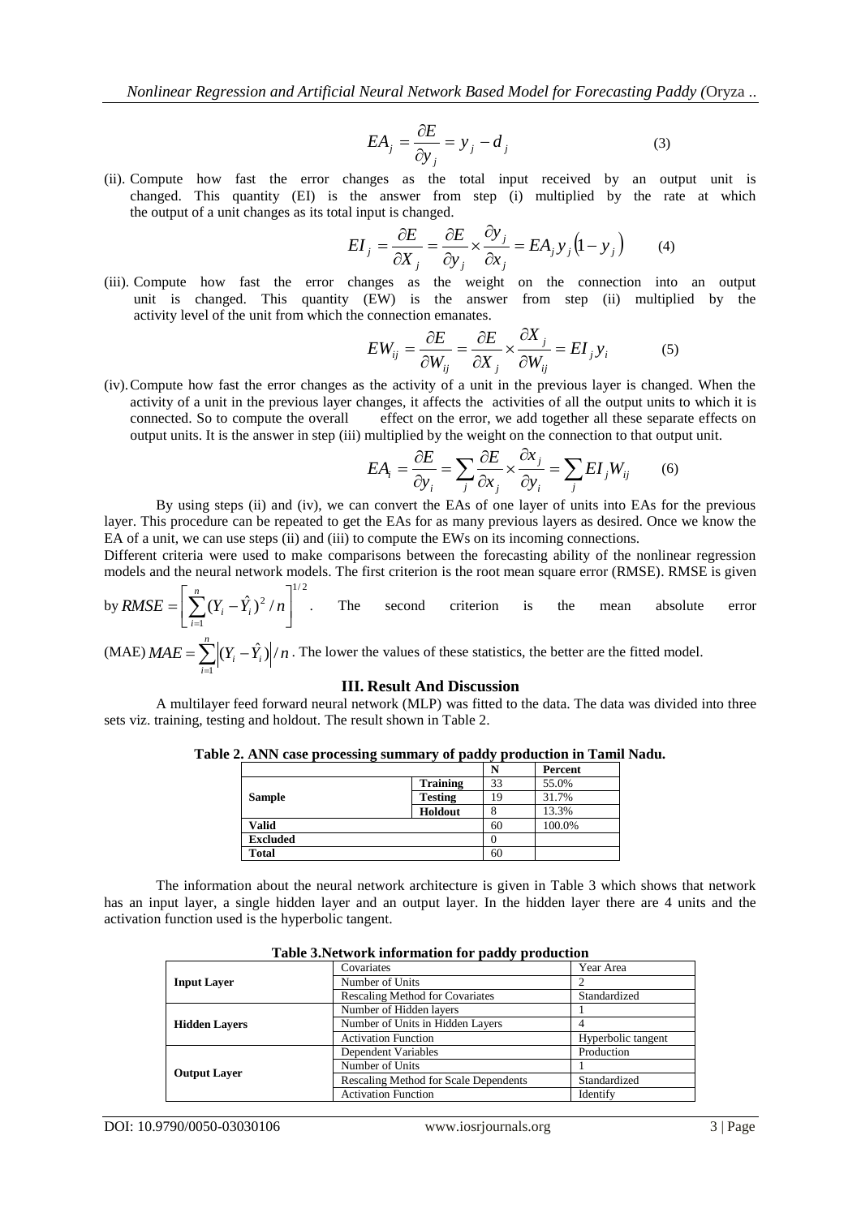$$EA_j = \frac{\partial E}{\partial y_j} = y_j - d_j \tag{3}$$

(ii). Compute how fast the error changes as the total input received by an output unit is changed. This quantity (EI) is the answer from step (i) multiplied by the rate at which the output of a unit changes as its total input is changed.

$$EI_j = \frac{\partial E}{\partial X_j} = \frac{\partial E}{\partial y_j} \times \frac{\partial y_j}{\partial x_j} = EA_j y_j (1 - y_j) \tag{4}$$

(iii). Compute how fast the error changes as the weight on the connection into an output unit is changed. This quantity (EW) is the answer from step (ii) multiplied by the activity level of the unit from which the connection emanates.

$$EW_{ij} = \frac{\partial E}{\partial W_{ij}} = \frac{\partial E}{\partial X_j} \times \frac{\partial X_j}{\partial W_{ij}} = EI_j y_i \tag{5}$$

(iv). Compute how fast the error changes as the activity of a unit in the previous layer is changed. When the activity of a unit in the previous layer changes, it affects the activities of all the output units to which it is connected. So to compute the overall effect on the error, we add together all these separate effects on output units. It is the answer in step (iii) multiplied by the weight on the connection to that output unit.

$$EA_i = \frac{\partial E}{\partial y_i} = \sum_j \frac{\partial E}{\partial x_j} \times \frac{\partial x_j}{\partial y_i} = \sum_j EI_j W_{ij} \tag{6}$$

By using steps (ii) and (iv), we can convert the EAs of one layer of units into EAs for the previous layer. This procedure can be repeated to get the EAs for as many previous layers as desired. Once we know the EA of a unit, we can use steps (ii) and (iii) to compute the EWs on its incoming connections.

Different criteria were used to make comparisons between the forecasting ability of the nonlinear regression models and the neural network models. The first criterion is the root mean square error (RMSE). RMSE is given by $RMSE = \left[ \sum_{i=1}^{n} (Y_i - \hat{Y}_i)^2 / n \right]^{1/2}$. The second criterion is the mean absolute error (MAE) $MAE = \sum_{i=1}^{n} \left| (Y_i - \hat{Y}_i) \right| / n$. The lower the values of these statistics, the better are the fitted model.

## III. Result And Discussion

A multilayer feed forward neural network (MLP) was fitted to the data. The data was divided into three sets viz. training, testing and holdout. The result shown in Table 2.

**Table 2. ANN case processing summary of paddy production in Tamil Nadu.**

| | | N | Percent |
|---|---|---|---|
| **Sample** | **Training** | 33 | 55.0% |
| | **Testing** | 19 | 31.7% |
| | **Holdout** | 8 | 13.3% |
| **Valid** | | 60 | 100.0% |
| **Excluded** | | 0 | |
| **Total** | | 60 | |

The information about the neural network architecture is given in Table 3 which shows that network has an input layer, a single hidden layer and an output layer. In the hidden layer there are 4 units and the activation function used is the hyperbolic tangent.

**Table 3.Network information for paddy production**

| | | |
|---|---|---|
| **Input Layer** | Covariates | Year Area |
| | Number of Units | 2 |
| | Rescaling Method for Covariates | Standardized |
| **Hidden Layers** | Number of Hidden layers | 1 |
| | Number of Units in Hidden Layers | 4 |
| | Activation Function | Hyperbolic tangent |
| **Output Layer** | Dependent Variables | Production |
| | Number of Units | 1 |
| | Rescaling Method for Scale Dependents | Standardized |
| | Activation Function | Identify |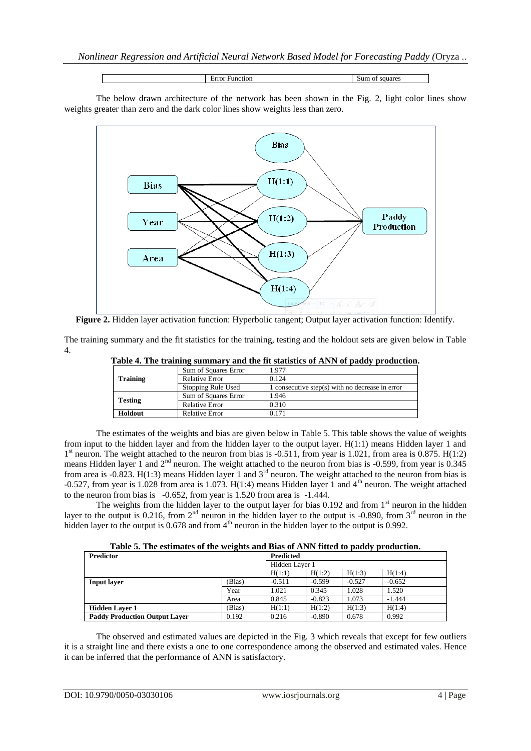| | Error Function | Sum of squares |
|---|---|---|

The below drawn architecture of the network has been shown in the Fig. 2, light color lines show weights greater than zero and the dark color lines show weights less than zero.

**Figure 2.** Hidden layer activation function: Hyperbolic tangent; Output layer activation function: Identify.

The training summary and the fit statistics for the training, testing and the holdout sets are given below in Table 4.

**Table 4. The training summary and the fit statistics of ANN of paddy production.**

| | | |
|---|---|---|
| **Training** | Sum of Squares Error | 1.977 |
| | Relative Error | 0.124 |
| | Stopping Rule Used | 1 consecutive step(s) with no decrease in error |
| **Testing** | Sum of Squares Error | 1.946 |
| | Relative Error | 0.310 |
| **Holdout** | Relative Error | 0.171 |

The estimates of the weights and bias are given below in Table 5. This table shows the value of weights from input to the hidden layer and from the hidden layer to the output layer. H(1:1) means Hidden layer 1 and 1st neuron. The weight attached to the neuron from bias is -0.511, from year is 1.021, from area is 0.875. H(1:2) means Hidden layer 1 and 2nd neuron. The weight attached to the neuron from bias is -0.599, from year is 0.345 from area is -0.823. H(1:3) means Hidden layer 1 and 3rd neuron. The weight attached to the neuron from bias is -0.527, from year is 1.028 from area is 1.073. H(1:4) means Hidden layer 1 and 4th neuron. The weight attached to the neuron from bias is -0.652, from year is 1.520 from area is -1.444.

The weights from the hidden layer to the output layer for bias 0.192 and from 1st neuron in the hidden layer to the output is 0.216, from 2nd neuron in the hidden layer to the output is -0.890, from 3rd neuron in the hidden layer to the output is 0.678 and from 4th neuron in the hidden layer to the output is 0.992.

**Table 5. The estimates of the weights and Bias of ANN fitted to paddy production.**

| Predictor | | Predicted | | | |
|---|---|---|---|---|---|
| | | Hidden Layer 1 | | | |
| | | H(1:1) | H(1:2) | H(1:3) | H(1:4) |
| **Input layer** | (Bias) | -0.511 | -0.599 | -0.527 | -0.652 |
| | Year | 1.021 | 0.345 | 1.028 | 1.520 |
| | Area | 0.845 | -0.823 | 1.073 | -1.444 |
| **Hidden Layer 1** | (Bias) | H(1:1) | H(1:2) | H(1:3) | H(1:4) |
| **Paddy Production Output Layer** | 0.192 | 0.216 | -0.890 | 0.678 | 0.992 |

The observed and estimated values are depicted in the Fig. 3 which reveals that except for few outliers it is a straight line and there exists a one to one correspondence among the observed and estimated vales. Hence it can be inferred that the performance of ANN is satisfactory.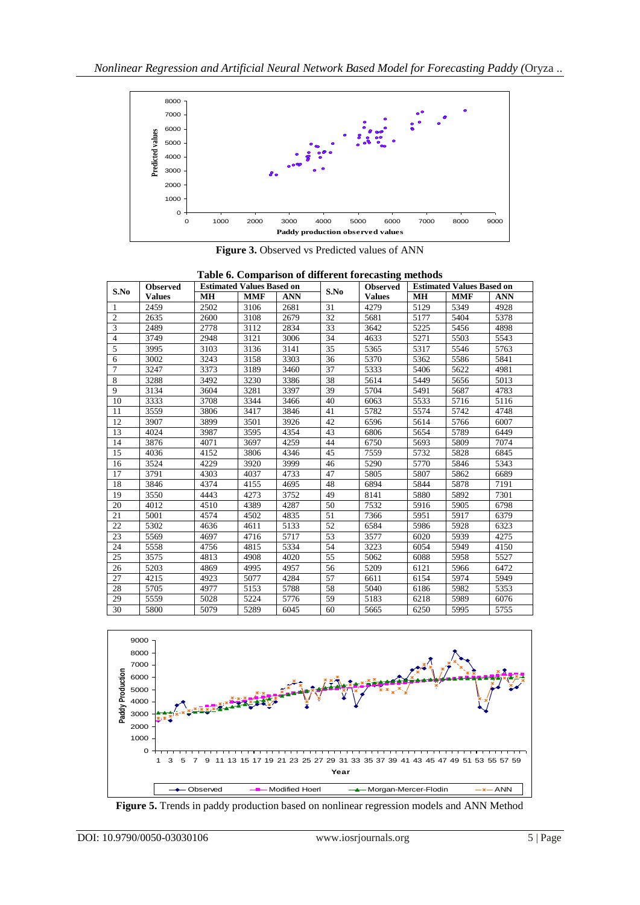**Figure 3.** Observed vs Predicted values of ANN

**Table 6. Comparison of different forecasting methods**

| S.No | Observed Values | Estimated Values Based on | | | S.No | Observed Values | Estimated Values Based on | | |
|---|---|---|---|---|---|---|---|---|---|
| | | MH | MMF | ANN | | | MH | MMF | ANN |
| 1 | 2459 | 2502 | 3106 | 2681 | 31 | 4279 | 5129 | 5349 | 4928 |
| 2 | 2635 | 2600 | 3108 | 2679 | 32 | 5681 | 5177 | 5404 | 5378 |
| 3 | 2489 | 2778 | 3112 | 2834 | 33 | 3642 | 5225 | 5456 | 4898 |
| 4 | 3749 | 2948 | 3121 | 3006 | 34 | 4633 | 5271 | 5503 | 5543 |
| 5 | 3995 | 3103 | 3136 | 3141 | 35 | 5365 | 5317 | 5546 | 5763 |
| 6 | 3002 | 3243 | 3158 | 3303 | 36 | 5370 | 5362 | 5586 | 5841 |
| 7 | 3247 | 3373 | 3189 | 3460 | 37 | 5333 | 5406 | 5622 | 4981 |
| 8 | 3288 | 3492 | 3230 | 3386 | 38 | 5614 | 5449 | 5656 | 5013 |
| 9 | 3134 | 3604 | 3281 | 3397 | 39 | 5704 | 5491 | 5687 | 4783 |
| 10 | 3333 | 3708 | 3344 | 3466 | 40 | 6063 | 5533 | 5716 | 5116 |
| 11 | 3559 | 3806 | 3417 | 3846 | 41 | 5782 | 5574 | 5742 | 4748 |
| 12 | 3907 | 3899 | 3501 | 3926 | 42 | 6596 | 5614 | 5766 | 6007 |
| 13 | 4024 | 3987 | 3595 | 4354 | 43 | 6806 | 5654 | 5789 | 6449 |
| 14 | 3876 | 4071 | 3697 | 4259 | 44 | 6750 | 5693 | 5809 | 7074 |
| 15 | 4036 | 4152 | 3806 | 4346 | 45 | 7559 | 5732 | 5828 | 6845 |
| 16 | 3524 | 4229 | 3920 | 3999 | 46 | 5290 | 5770 | 5846 | 5343 |
| 17 | 3791 | 4303 | 4037 | 4733 | 47 | 5805 | 5807 | 5862 | 6689 |
| 18 | 3846 | 4374 | 4155 | 4695 | 48 | 6894 | 5844 | 5878 | 7191 |
| 19 | 3550 | 4443 | 4273 | 3752 | 49 | 8141 | 5880 | 5892 | 7301 |
| 20 | 4012 | 4510 | 4389 | 4287 | 50 | 7532 | 5916 | 5905 | 6798 |
| 21 | 5001 | 4574 | 4502 | 4835 | 51 | 7366 | 5951 | 5917 | 6379 |
| 22 | 5302 | 4636 | 4611 | 5133 | 52 | 6584 | 5986 | 5928 | 6323 |
| 23 | 5569 | 4697 | 4716 | 5717 | 53 | 3577 | 6020 | 5939 | 4275 |
| 24 | 5558 | 4756 | 4815 | 5334 | 54 | 3223 | 6054 | 5949 | 4150 |
| 25 | 3575 | 4813 | 4908 | 4020 | 55 | 5062 | 6088 | 5958 | 5527 |
| 26 | 5203 | 4869 | 4995 | 4957 | 56 | 5209 | 6121 | 5966 | 6472 |
| 27 | 4215 | 4923 | 5077 | 4284 | 57 | 6611 | 6154 | 5974 | 5949 |
| 28 | 5705 | 4977 | 5153 | 5788 | 58 | 5040 | 6186 | 5982 | 5353 |
| 29 | 5559 | 5028 | 5224 | 5776 | 59 | 5183 | 6218 | 5989 | 6076 |
| 30 | 5800 | 5079 | 5289 | 6045 | 60 | 5665 | 6250 | 5995 | 5755 |

**Figure 5.** Trends in paddy production based on nonlinear regression models and ANN Method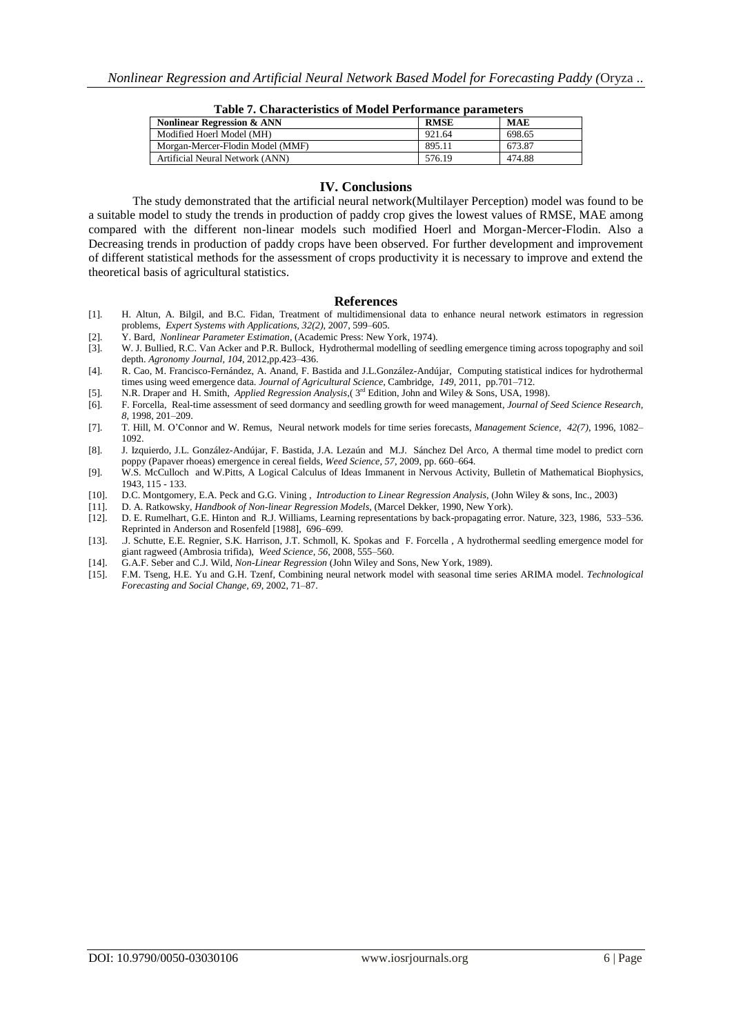**Table 7. Characteristics of Model Performance parameters**

| Nonlinear Regression & ANN | RMSE | MAE |
|---|---|---|
| Modified Hoerl Model (MH) | 921.64 | 698.65 |
| Morgan-Mercer-Flodin Model (MMF) | 895.11 | 673.87 |
| Artificial Neural Network (ANN) | 576.19 | 474.88 |

## IV. Conclusions

The study demonstrated that the artificial neural network(Multilayer Perception) model was found to be a suitable model to study the trends in production of paddy crop gives the lowest values of RMSE, MAE among compared with the different non-linear models such modified Hoerl and Morgan-Mercer-Flodin. Also a Decreasing trends in production of paddy crops have been observed. For further development and improvement of different statistical methods for the assessment of crops productivity it is necessary to improve and extend the theoretical basis of agricultural statistics.

## References

[1]. H. Altun, A. Bilgil, and B.C. Fidan, Treatment of multidimensional data to enhance neural network estimators in regression problems, *Expert Systems with Applications, 32(2)*, 2007, 599–605.

[2]. Y. Bard, *Nonlinear Parameter Estimation*, (Academic Press: New York, 1974).

[3]. W. J. Bullied, R.C. Van Acker and P.R. Bullock, Hydrothermal modelling of seedling emergence timing across topography and soil depth. *Agronomy Journal, 104*, 2012,pp.423–436.

[4]. R. Cao, M. Francisco-Fernández, A. Anand, F. Bastida and J.L.González-Andújar, Computing statistical indices for hydrothermal times using weed emergence data. *Journal of Agricultural Science*, Cambridge, *149*, 2011, pp.701–712.

[5]. N.R. Draper and H. Smith, *Applied Regression Analysis*,( 3rd Edition, John and Wiley & Sons, USA, 1998).

[6]. F. Forcella, Real-time assessment of seed dormancy and seedling growth for weed management, *Journal of Seed Science Research, 8*, 1998, 201–209.

[7]. T. Hill, M. O'Connor and W. Remus, Neural network models for time series forecasts, *Management Science, 42(7)*, 1996, 1082–1092.

[8]. J. Izquierdo, J.L. González-Andújar, F. Bastida, J.A. Lezaún and M.J. Sánchez Del Arco, A thermal time model to predict corn poppy (Papaver rhoeas) emergence in cereal fields, *Weed Science, 57*, 2009, pp. 660–664.

[9]. W.S. McCulloch and W.Pitts, A Logical Calculus of Ideas Immanent in Nervous Activity, Bulletin of Mathematical Biophysics, 1943, 115 - 133.

[10]. D.C. Montgomery, E.A. Peck and G.G. Vining , *Introduction to Linear Regression Analysis*, (John Wiley & sons, Inc., 2003)

[11]. D. A. Ratkowsky, *Handbook of Non-linear Regression Models*, (Marcel Dekker, 1990, New York).

[12]. D. E. Rumelhart, G.E. Hinton and R.J. Williams, Learning representations by back-propagating error. Nature, 323, 1986, 533–536. Reprinted in Anderson and Rosenfeld [1988], 696–699.

[13]. .J. Schutte, E.E. Regnier, S.K. Harrison, J.T. Schmoll, K. Spokas and F. Forcella , A hydrothermal seedling emergence model for giant ragweed (Ambrosia trifida), *Weed Science, 56*, 2008, 555–560.

[14]. G.A.F. Seber and C.J. Wild, *Non-Linear Regression* (John Wiley and Sons, New York, 1989).

[15]. F.M. Tseng, H.E. Yu and G.H. Tzenf, Combining neural network model with seasonal time series ARIMA model. *Technological Forecasting and Social Change, 69*, 2002, 71–87.